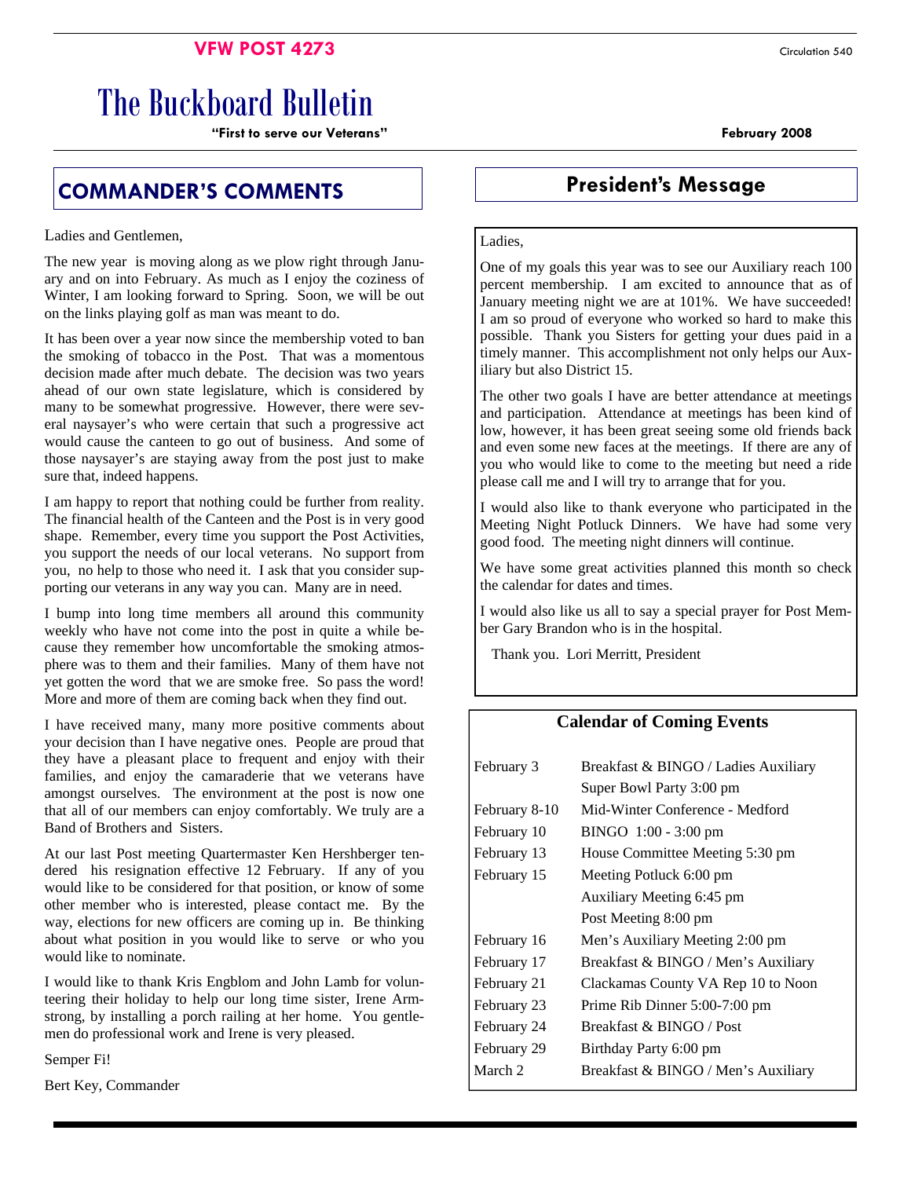**VFW POST 4273**

Circulation 540

# The Buckboard Bulletin

**"First to serve our Veterans"**

**February 2008**

## COMMANDER'S COMMENTS

Ladies and Gentlemen,

The new year is moving along as we plow right through January and on into February. As much as I enjoy the coziness of Winter, I am looking forward to Spring. Soon, we will be out on the links playing golf as man was meant to do.

It has been over a year now since the membership voted to ban the smoking of tobacco in the Post. That was a momentous decision made after much debate. The decision was two years ahead of our own state legislature, which is considered by many to be somewhat progressive. However, there were several naysayer's who were certain that such a progressive act would cause the canteen to go out of business. And some of those naysayer's are staying away from the post just to make sure that, indeed happens.

I am happy to report that nothing could be further from reality. The financial health of the Canteen and the Post is in very good shape. Remember, every time you support the Post Activities, you support the needs of our local veterans. No support from you, no help to those who need it. I ask that you consider supporting our veterans in any way you can. Many are in need.

I bump into long time members all around this community weekly who have not come into the post in quite a while because they remember how uncomfortable the smoking atmosphere was to them and their families. Many of them have not yet gotten the word that we are smoke free. So pass the word! More and more of them are coming back when they find out.

I have received many, many more positive comments about your decision than I have negative ones. People are proud that they have a pleasant place to frequent and enjoy with their families, and enjoy the camaraderie that we veterans have amongst ourselves. The environment at the post is now one that all of our members can enjoy comfortably. We truly are a Band of Brothers and Sisters.

At our last Post meeting Quartermaster Ken Hershberger tendered his resignation effective 12 February. If any of you would like to be considered for that position, or know of some other member who is interested, please contact me. By the way, elections for new officers are coming up in. Be thinking about what position in you would like to serve or who you would like to nominate.

I would like to thank Kris Engblom and John Lamb for volunteering their holiday to help our long time sister, Irene Armstrong, by installing a porch railing at her home. You gentlemen do professional work and Irene is very pleased.

Semper Fi!

Bert Key, Commander

## President's Message

Ladies,

One of my goals this year was to see our Auxiliary reach 100 percent membership. I am excited to announce that as of January meeting night we are at 101%. We have succeeded! I am so proud of everyone who worked so hard to make this possible. Thank you Sisters for getting your dues paid in a timely manner. This accomplishment not only helps our Auxiliary but also District 15.

The other two goals I have are better attendance at meetings and participation. Attendance at meetings has been kind of low, however, it has been great seeing some old friends back and even some new faces at the meetings. If there are any of you who would like to come to the meeting but need a ride please call me and I will try to arrange that for you.

I would also like to thank everyone who participated in the Meeting Night Potluck Dinners. We have had some very good food. The meeting night dinners will continue.

We have some great activities planned this month so check the calendar for dates and times.

I would also like us all to say a special prayer for Post Member Gary Brandon who is in the hospital.

Thank you. Lori Merritt, President

## Calendar of Coming Events

| Date | Event |
|---|---|
| February 3 | Breakfast & BINGO / Ladies Auxiliary |
| | Super Bowl Party 3:00 pm |
| February 8-10 | Mid-Winter Conference - Medford |
| February 10 | BINGO 1:00 - 3:00 pm |
| February 13 | House Committee Meeting 5:30 pm |
| February 15 | Meeting Potluck 6:00 pm |
| | Auxiliary Meeting 6:45 pm |
| | Post Meeting 8:00 pm |
| February 16 | Men's Auxiliary Meeting 2:00 pm |
| February 17 | Breakfast & BINGO / Men's Auxiliary |
| February 21 | Clackamas County VA Rep 10 to Noon |
| February 23 | Prime Rib Dinner 5:00-7:00 pm |
| February 24 | Breakfast & BINGO / Post |
| February 29 | Birthday Party 6:00 pm |
| March 2 | Breakfast & BINGO / Men's Auxiliary |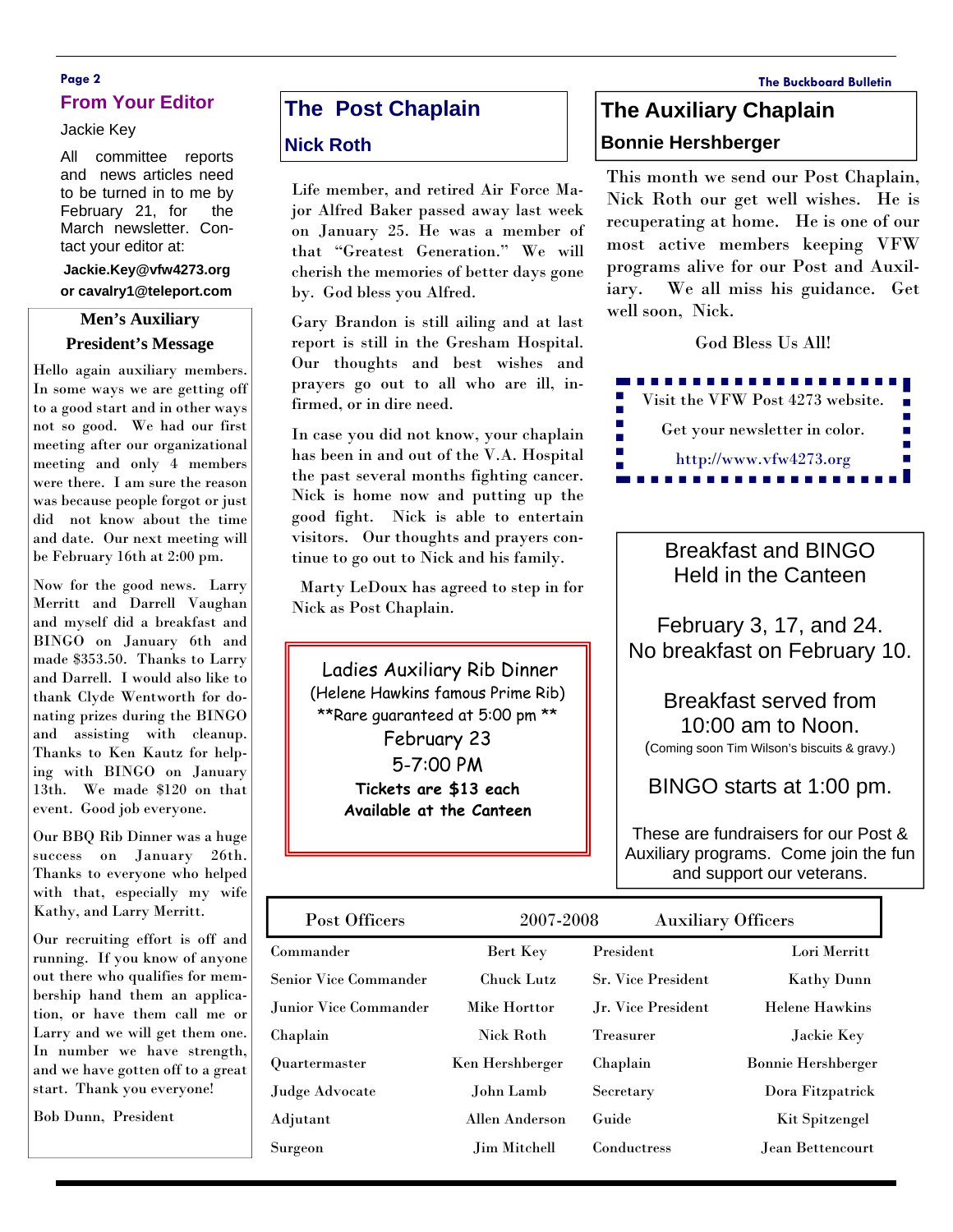## From Your Editor

Jackie Key

All committee reports and news articles need to be turned in to me by February 21, for the March newsletter. Contact your editor at:

**Jackie.Key@vfw4273.org**
**or cavalry1@teleport.com**

### Men's Auxiliary President's Message

Hello again auxiliary members. In some ways we are getting off to a good start and in other ways not so good. We had our first meeting after our organizational meeting and only 4 members were there. I am sure the reason was because people forgot or just did not know about the time and date. Our next meeting will be February 16th at 2:00 pm.

Now for the good news. Larry Merritt and Darrell Vaughan and myself did a breakfast and BINGO on January 6th and made $353.50. Thanks to Larry and Darrell. I would also like to thank Clyde Wentworth for donating prizes during the BINGO and assisting with cleanup. Thanks to Ken Kautz for helping with BINGO on January 13th. We made $120 on that event. Good job everyone.

Our BBQ Rib Dinner was a huge success on January 26th. Thanks to everyone who helped with that, especially my wife Kathy, and Larry Merritt.

Our recruiting effort is off and running. If you know of anyone out there who qualifies for membership hand them an application, or have them call me or Larry and we will get them one. In number we have strength, and we have gotten off to a great start. Thank you everyone!

Bob Dunn, President

## The Post Chaplain

### Nick Roth

Life member, and retired Air Force Major Alfred Baker passed away last week on January 25. He was a member of that "Greatest Generation." We will cherish the memories of better days gone by. God bless you Alfred.

Gary Brandon is still ailing and at last report is still in the Gresham Hospital. Our thoughts and best wishes and prayers go out to all who are ill, infirmed, or in dire need.

In case you did not know, your chaplain has been in and out of the V.A. Hospital the past several months fighting cancer. Nick is home now and putting up the good fight. Nick is able to entertain visitors. Our thoughts and prayers continue to go out to Nick and his family.

Marty LeDoux has agreed to step in for Nick as Post Chaplain.

Ladies Auxiliary Rib Dinner
(Helene Hawkins famous Prime Rib)
**Rare guaranteed at 5:00 pm **
February 23
5-7:00 PM
**Tickets are $13 each**
**Available at the Canteen**

## The Auxiliary Chaplain

### Bonnie Hershberger

This month we send our Post Chaplain, Nick Roth our get well wishes. He is recuperating at home. He is one of our most active members keeping VFW programs alive for our Post and Auxiliary. We all miss his guidance. Get well soon, Nick.

God Bless Us All!

Visit the VFW Post 4273 website.
Get your newsletter in color.
http://www.vfw4273.org

Breakfast and BINGO
Held in the Canteen

February 3, 17, and 24.
No breakfast on February 10.

Breakfast served from 10:00 am to Noon.
(Coming soon Tim Wilson's biscuits & gravy.)

BINGO starts at 1:00 pm.

These are fundraisers for our Post & Auxiliary programs. Come join the fun and support our veterans.

| Post Officers | 2007-2008 | Auxiliary Officers | |
|---|---|---|---|
| Commander | Bert Key | President | Lori Merritt |
| Senior Vice Commander | Chuck Lutz | Sr. Vice President | Kathy Dunn |
| Junior Vice Commander | Mike Horttor | Jr. Vice President | Helene Hawkins |
| Chaplain | Nick Roth | Treasurer | Jackie Key |
| Quartermaster | Ken Hershberger | Chaplain | Bonnie Hershberger |
| Judge Advocate | John Lamb | Secretary | Dora Fitzpatrick |
| Adjutant | Allen Anderson | Guide | Kit Spitzengel |
| Surgeon | Jim Mitchell | Conductress | Jean Bettencourt |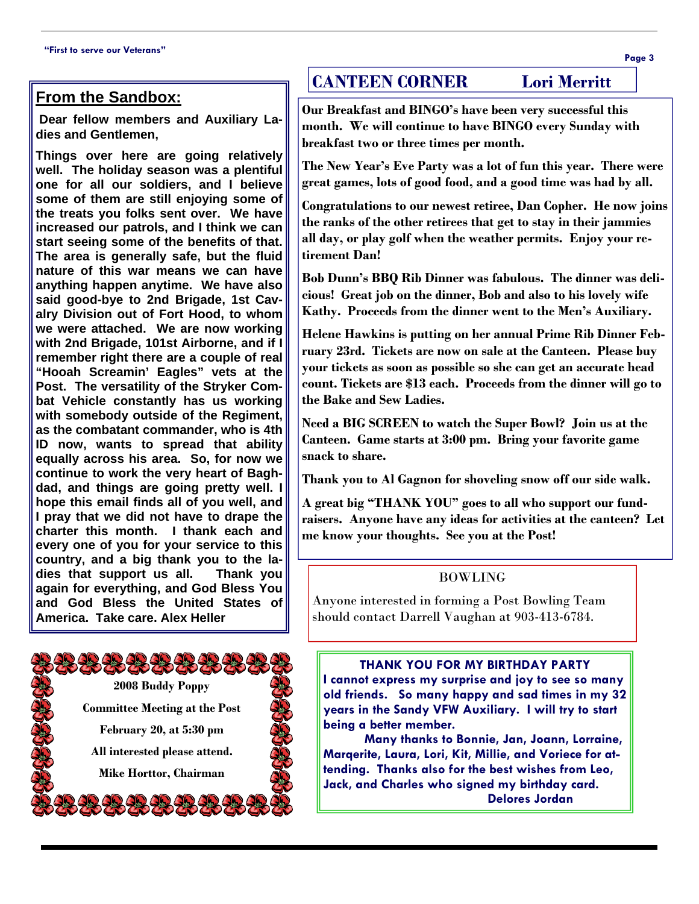## From the Sandbox:

**Dear fellow members and Auxiliary Ladies and Gentlemen,**

**Things over here are going relatively well. The holiday season was a plentiful one for all our soldiers, and I believe some of them are still enjoying some of the treats you folks sent over. We have increased our patrols, and I think we can start seeing some of the benefits of that. The area is generally safe, but the fluid nature of this war means we can have anything happen anytime. We have also said good-bye to 2nd Brigade, 1st Cavalry Division out of Fort Hood, to whom we were attached. We are now working with 2nd Brigade, 101st Airborne, and if I remember right there are a couple of real "Hooah Screamin' Eagles" vets at the Post. The versatility of the Stryker Combat Vehicle constantly has us working with somebody outside of the Regiment, as the combatant commander, who is 4th ID now, wants to spread that ability equally across his area. So, for now we continue to work the very heart of Baghdad, and things are going pretty well. I hope this email finds all of you well, and I pray that we did not have to drape the charter this month. I thank each and every one of you for your service to this country, and a big thank you to the ladies that support us all. Thank you again for everything, and God Bless You and God Bless the United States of America. Take care. Alex Heller**

**2008 Buddy Poppy**

**Committee Meeting at the Post**

**February 20, at 5:30 pm**

**All interested please attend.**

**Mike Horttor, Chairman**

## CANTEEN CORNER — Lori Merritt

**Our Breakfast and BINGO's have been very successful this month. We will continue to have BINGO every Sunday with breakfast two or three times per month.**

**The New Year's Eve Party was a lot of fun this year. There were great games, lots of good food, and a good time was had by all.**

**Congratulations to our newest retiree, Dan Copher. He now joins the ranks of the other retirees that get to stay in their jammies all day, or play golf when the weather permits. Enjoy your retirement Dan!**

**Bob Dunn's BBQ Rib Dinner was fabulous. The dinner was delicious! Great job on the dinner, Bob and also to his lovely wife Kathy. Proceeds from the dinner went to the Men's Auxiliary.**

**Helene Hawkins is putting on her annual Prime Rib Dinner February 23rd. Tickets are now on sale at the Canteen. Please buy your tickets as soon as possible so she can get an accurate head count. Tickets are $13 each. Proceeds from the dinner will go to the Bake and Sew Ladies.**

**Need a BIG SCREEN to watch the Super Bowl? Join us at the Canteen. Game starts at 3:00 pm. Bring your favorite game snack to share.**

**Thank you to Al Gagnon for shoveling snow off our side walk.**

**A great big "THANK YOU" goes to all who support our fundraisers. Anyone have any ideas for activities at the canteen? Let me know your thoughts. See you at the Post!**

### BOWLING

Anyone interested in forming a Post Bowling Team should contact Darrell Vaughan at 903-413-6784.

### THANK YOU FOR MY BIRTHDAY PARTY

**I cannot express my surprise and joy to see so many old friends. So many happy and sad times in my 32 years in the Sandy VFW Auxiliary. I will try to start being a better member.**

**Many thanks to Bonnie, Jan, Joann, Lorraine, Marqerite, Laura, Lori, Kit, Millie, and Voriece for attending. Thanks also for the best wishes from Leo, Jack, and Charles who signed my birthday card.**

**Delores Jordan**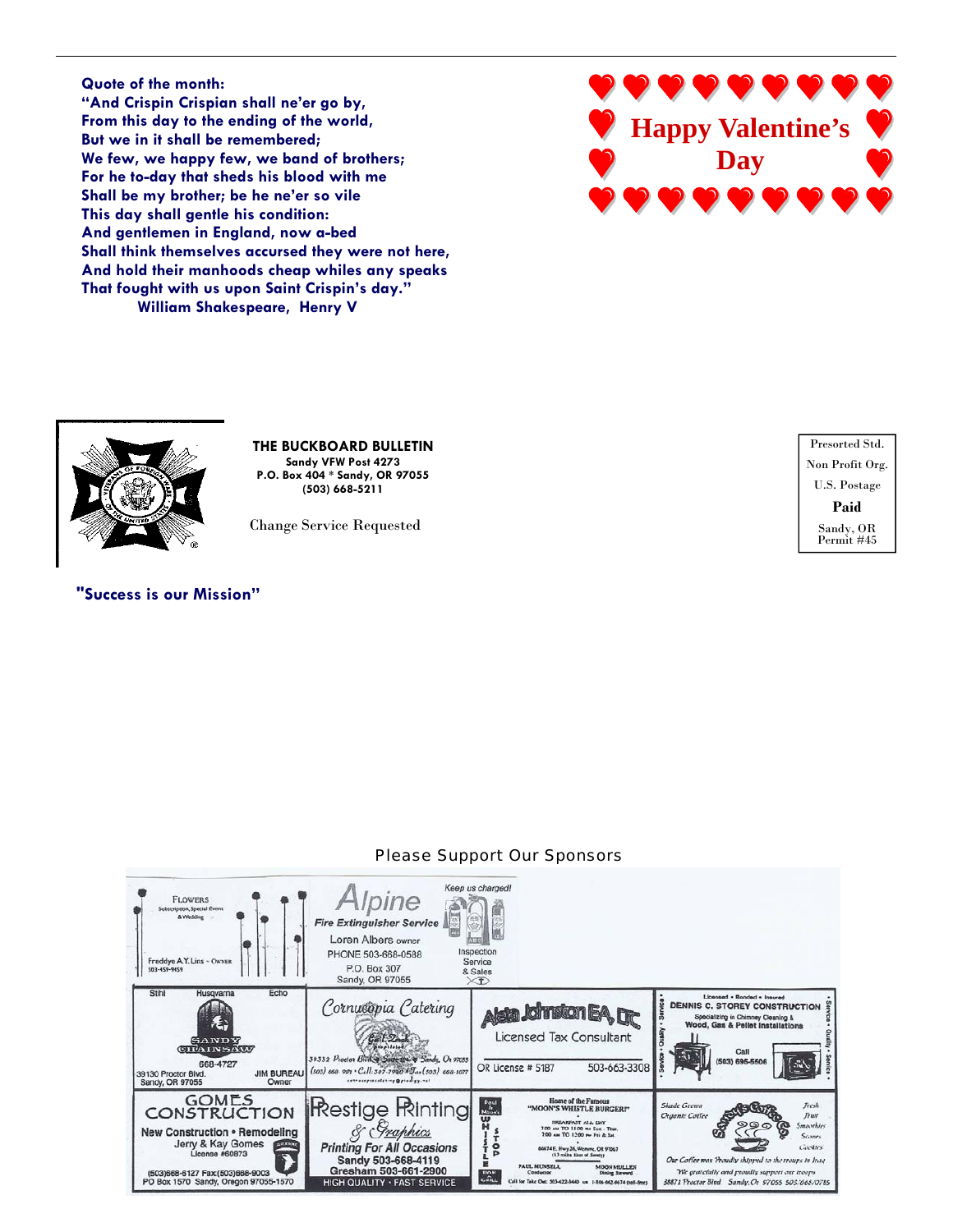**Quote of the month:**
**"And Crispin Crispian shall ne'er go by,**
**From this day to the ending of the world,**
**But we in it shall be remembered;**
**We few, we happy few, we band of brothers;**
**For he to-day that sheds his blood with me**
**Shall be my brother; be he ne'er so vile**
**This day shall gentle his condition:**
**And gentlemen in England, now a-bed**
**Shall think themselves accursed they were not here,**
**And hold their manhoods cheap whiles any speaks**
**That fought with us upon Saint Crispin's day."**
**William Shakespeare, Henry V**

# Happy Valentine's Day

**THE BUCKBOARD BULLETIN**
**Sandy VFW Post 4273**
**P.O. Box 404 * Sandy, OR 97055**
**(503) 668-5211**

Change Service Requested

Presorted Std.
Non Profit Org.
U.S. Postage
**Paid**
Sandy, OR
Permit #45

**"Success is our Mission"**

Please Support Our Sponsors

FLOWERS
Subscription, Special Event & Wedding
Freddye A.Y. Lins - OWNER
503-459-9459

Alpine
Fire Extinguisher Service
Keep us charged!
Loren Albers owner
PHONE 503-668-0588
P.O. Box 307
Sandy, OR 97055
Inspection Service & Sales

Stihl Husqvarna Echo
SANDY CHAINSAW
668-4727
39130 Proctor Blvd.
Sandy, OR 97055
JIM BUREAU Owner

Cornucopia Catering
39332 Proctor Blvd. Sandy, Or 97055
(503) 668-9171 • Cell: 307-7980 • Fax (503) 668-1077

Aleta Johnston EA, LLC
Licensed Tax Consultant
OR License # 5187
503-663-3308

Licensed • Bonded • Insured
DENNIS C. STOREY CONSTRUCTION
Specializing in Chimney Cleaning & Wood, Gas & Pellet Installations
Call (503) 695-5606
Service • Quality • Service

GOMES CONSTRUCTION
New Construction • Remodeling
Jerry & Kay Gomes
License #60873
(503)668-6127 Fax(503)668-9003
PO Box 1570 Sandy, Oregon 97055-1570

Prestige Printing & Graphics
Printing For All Occasions
Sandy 503-668-4119
Gresham 503-661-2900
HIGH QUALITY • FAST SERVICE

Paul & Moon's WHISTLE STOP BAR & GRILL
Home of the Famous "MOON'S WHISTLE BURGER!"
BREAKFAST ALL DAY
7:00 AM TO 11:00 PM Sun - Thur.
7:00 AM TO 12:00 PM Fri & Sat
66674 E. Hwy 26, Welches, OR 97067
PAUL MUNSELL Conductor
MOON MULLER Dining Steward
Call for Take Out: 503-622-3440 or 1-866-662-4474 (toll-free)

Sandy's Coffee Co.
Shade Grown Organic Coffee
Fresh Fruit Smoothies Scones Cookies
Our Coffee was Proudly shipped to the troops in Iraq
We gratefully and proudly support our troops
38871 Proctor Blvd Sandy, Or 97055 503/668/0785